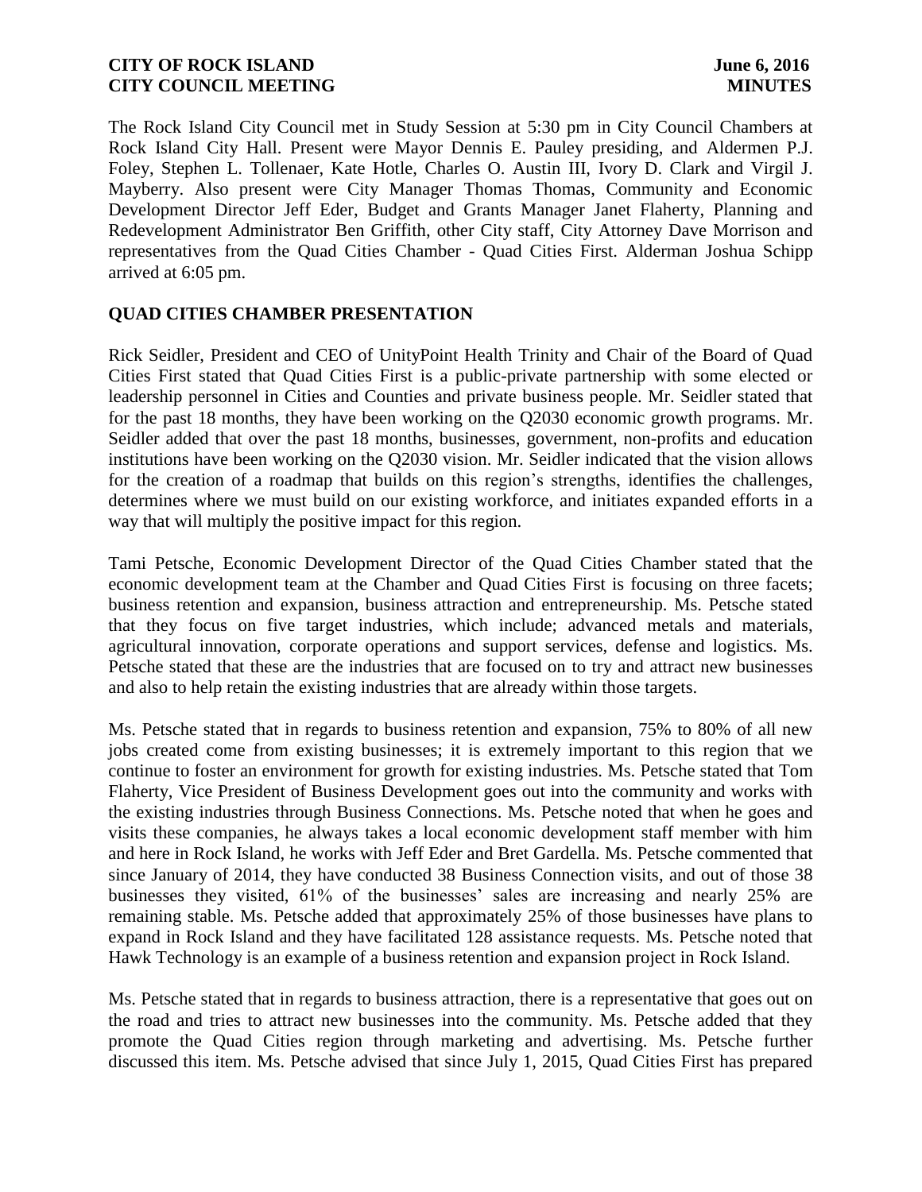The Rock Island City Council met in Study Session at 5:30 pm in City Council Chambers at Rock Island City Hall. Present were Mayor Dennis E. Pauley presiding, and Aldermen P.J. Foley, Stephen L. Tollenaer, Kate Hotle, Charles O. Austin III, Ivory D. Clark and Virgil J. Mayberry. Also present were City Manager Thomas Thomas, Community and Economic Development Director Jeff Eder, Budget and Grants Manager Janet Flaherty, Planning and Redevelopment Administrator Ben Griffith, other City staff, City Attorney Dave Morrison and representatives from the Quad Cities Chamber - Quad Cities First. Alderman Joshua Schipp arrived at 6:05 pm.

## QUAD CITIES CHAMBER PRESENTATION

Rick Seidler, President and CEO of UnityPoint Health Trinity and Chair of the Board of Quad Cities First stated that Quad Cities First is a public-private partnership with some elected or leadership personnel in Cities and Counties and private business people. Mr. Seidler stated that for the past 18 months, they have been working on the Q2030 economic growth programs. Mr. Seidler added that over the past 18 months, businesses, government, non-profits and education institutions have been working on the Q2030 vision. Mr. Seidler indicated that the vision allows for the creation of a roadmap that builds on this region's strengths, identifies the challenges, determines where we must build on our existing workforce, and initiates expanded efforts in a way that will multiply the positive impact for this region.

Tami Petsche, Economic Development Director of the Quad Cities Chamber stated that the economic development team at the Chamber and Quad Cities First is focusing on three facets; business retention and expansion, business attraction and entrepreneurship. Ms. Petsche stated that they focus on five target industries, which include; advanced metals and materials, agricultural innovation, corporate operations and support services, defense and logistics. Ms. Petsche stated that these are the industries that are focused on to try and attract new businesses and also to help retain the existing industries that are already within those targets.

Ms. Petsche stated that in regards to business retention and expansion, 75% to 80% of all new jobs created come from existing businesses; it is extremely important to this region that we continue to foster an environment for growth for existing industries. Ms. Petsche stated that Tom Flaherty, Vice President of Business Development goes out into the community and works with the existing industries through Business Connections. Ms. Petsche noted that when he goes and visits these companies, he always takes a local economic development staff member with him and here in Rock Island, he works with Jeff Eder and Bret Gardella. Ms. Petsche commented that since January of 2014, they have conducted 38 Business Connection visits, and out of those 38 businesses they visited, 61% of the businesses' sales are increasing and nearly 25% are remaining stable. Ms. Petsche added that approximately 25% of those businesses have plans to expand in Rock Island and they have facilitated 128 assistance requests. Ms. Petsche noted that Hawk Technology is an example of a business retention and expansion project in Rock Island.

Ms. Petsche stated that in regards to business attraction, there is a representative that goes out on the road and tries to attract new businesses into the community. Ms. Petsche added that they promote the Quad Cities region through marketing and advertising. Ms. Petsche further discussed this item. Ms. Petsche advised that since July 1, 2015, Quad Cities First has prepared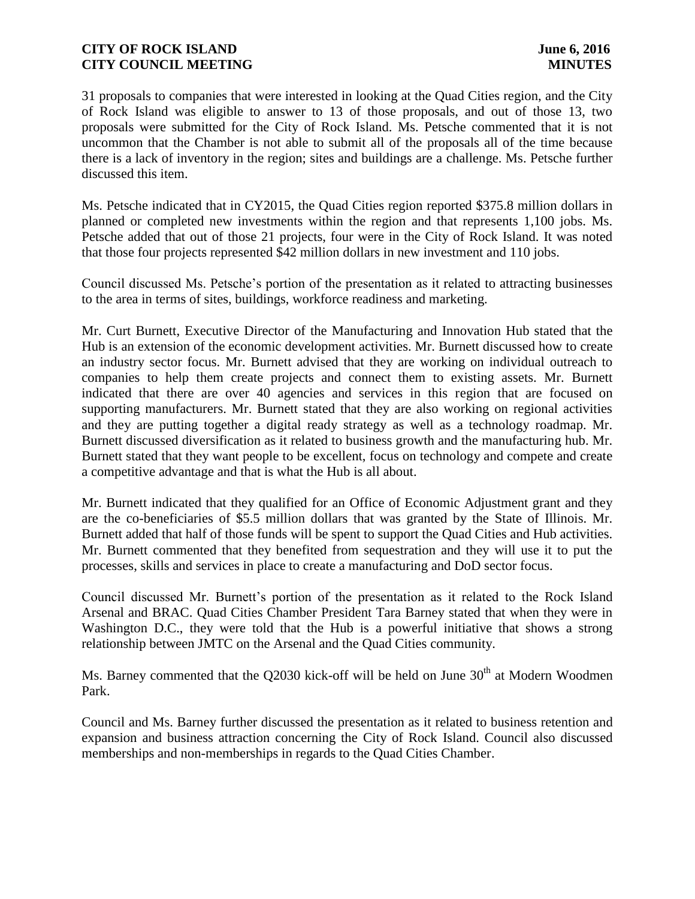31 proposals to companies that were interested in looking at the Quad Cities region, and the City of Rock Island was eligible to answer to 13 of those proposals, and out of those 13, two proposals were submitted for the City of Rock Island. Ms. Petsche commented that it is not uncommon that the Chamber is not able to submit all of the proposals all of the time because there is a lack of inventory in the region; sites and buildings are a challenge. Ms. Petsche further discussed this item.

Ms. Petsche indicated that in CY2015, the Quad Cities region reported $375.8 million dollars in planned or completed new investments within the region and that represents 1,100 jobs. Ms. Petsche added that out of those 21 projects, four were in the City of Rock Island. It was noted that those four projects represented $42 million dollars in new investment and 110 jobs.

Council discussed Ms. Petsche's portion of the presentation as it related to attracting businesses to the area in terms of sites, buildings, workforce readiness and marketing.

Mr. Curt Burnett, Executive Director of the Manufacturing and Innovation Hub stated that the Hub is an extension of the economic development activities. Mr. Burnett discussed how to create an industry sector focus. Mr. Burnett advised that they are working on individual outreach to companies to help them create projects and connect them to existing assets. Mr. Burnett indicated that there are over 40 agencies and services in this region that are focused on supporting manufacturers. Mr. Burnett stated that they are also working on regional activities and they are putting together a digital ready strategy as well as a technology roadmap. Mr. Burnett discussed diversification as it related to business growth and the manufacturing hub. Mr. Burnett stated that they want people to be excellent, focus on technology and compete and create a competitive advantage and that is what the Hub is all about.

Mr. Burnett indicated that they qualified for an Office of Economic Adjustment grant and they are the co-beneficiaries of $5.5 million dollars that was granted by the State of Illinois. Mr. Burnett added that half of those funds will be spent to support the Quad Cities and Hub activities. Mr. Burnett commented that they benefited from sequestration and they will use it to put the processes, skills and services in place to create a manufacturing and DoD sector focus.

Council discussed Mr. Burnett's portion of the presentation as it related to the Rock Island Arsenal and BRAC. Quad Cities Chamber President Tara Barney stated that when they were in Washington D.C., they were told that the Hub is a powerful initiative that shows a strong relationship between JMTC on the Arsenal and the Quad Cities community.

Ms. Barney commented that the Q2030 kick-off will be held on June 30th at Modern Woodmen Park.

Council and Ms. Barney further discussed the presentation as it related to business retention and expansion and business attraction concerning the City of Rock Island. Council also discussed memberships and non-memberships in regards to the Quad Cities Chamber.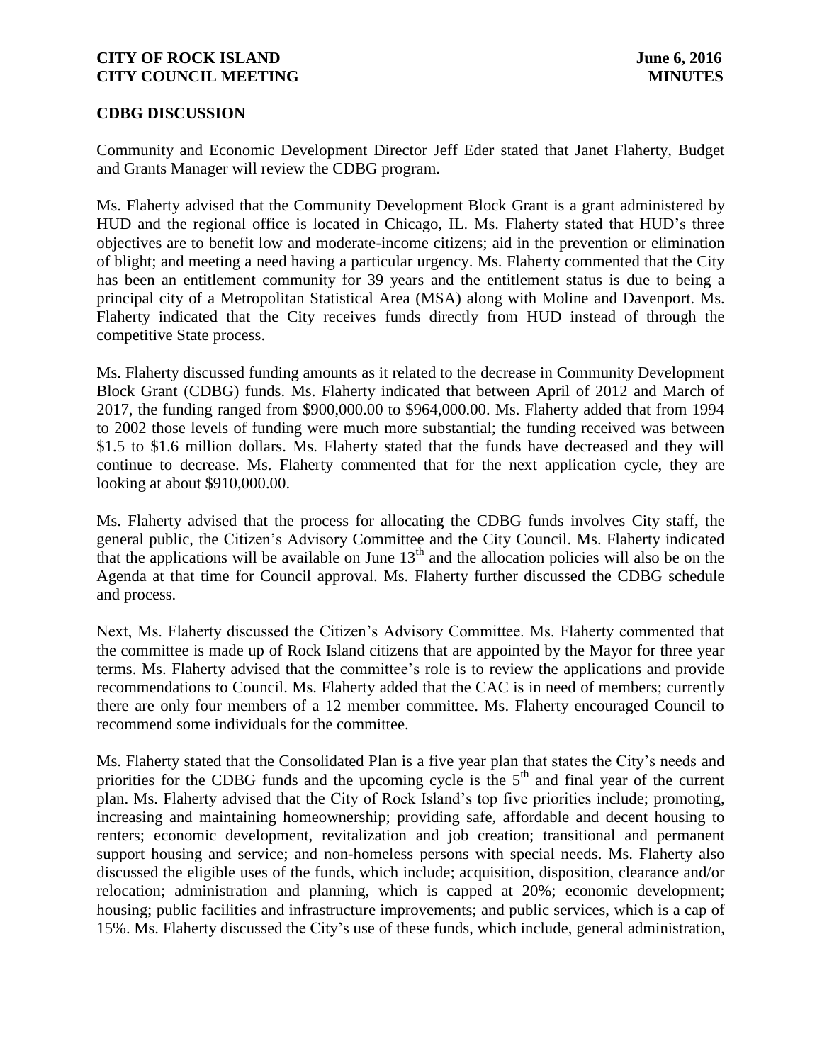## CDBG DISCUSSION

Community and Economic Development Director Jeff Eder stated that Janet Flaherty, Budget and Grants Manager will review the CDBG program.

Ms. Flaherty advised that the Community Development Block Grant is a grant administered by HUD and the regional office is located in Chicago, IL. Ms. Flaherty stated that HUD's three objectives are to benefit low and moderate-income citizens; aid in the prevention or elimination of blight; and meeting a need having a particular urgency. Ms. Flaherty commented that the City has been an entitlement community for 39 years and the entitlement status is due to being a principal city of a Metropolitan Statistical Area (MSA) along with Moline and Davenport. Ms. Flaherty indicated that the City receives funds directly from HUD instead of through the competitive State process.

Ms. Flaherty discussed funding amounts as it related to the decrease in Community Development Block Grant (CDBG) funds. Ms. Flaherty indicated that between April of 2012 and March of 2017, the funding ranged from $900,000.00 to $964,000.00. Ms. Flaherty added that from 1994 to 2002 those levels of funding were much more substantial; the funding received was between $1.5 to $1.6 million dollars. Ms. Flaherty stated that the funds have decreased and they will continue to decrease. Ms. Flaherty commented that for the next application cycle, they are looking at about $910,000.00.

Ms. Flaherty advised that the process for allocating the CDBG funds involves City staff, the general public, the Citizen's Advisory Committee and the City Council. Ms. Flaherty indicated that the applications will be available on June 13th and the allocation policies will also be on the Agenda at that time for Council approval. Ms. Flaherty further discussed the CDBG schedule and process.

Next, Ms. Flaherty discussed the Citizen's Advisory Committee. Ms. Flaherty commented that the committee is made up of Rock Island citizens that are appointed by the Mayor for three year terms. Ms. Flaherty advised that the committee's role is to review the applications and provide recommendations to Council. Ms. Flaherty added that the CAC is in need of members; currently there are only four members of a 12 member committee. Ms. Flaherty encouraged Council to recommend some individuals for the committee.

Ms. Flaherty stated that the Consolidated Plan is a five year plan that states the City's needs and priorities for the CDBG funds and the upcoming cycle is the 5th and final year of the current plan. Ms. Flaherty advised that the City of Rock Island's top five priorities include; promoting, increasing and maintaining homeownership; providing safe, affordable and decent housing to renters; economic development, revitalization and job creation; transitional and permanent support housing and service; and non-homeless persons with special needs. Ms. Flaherty also discussed the eligible uses of the funds, which include; acquisition, disposition, clearance and/or relocation; administration and planning, which is capped at 20%; economic development; housing; public facilities and infrastructure improvements; and public services, which is a cap of 15%. Ms. Flaherty discussed the City's use of these funds, which include, general administration,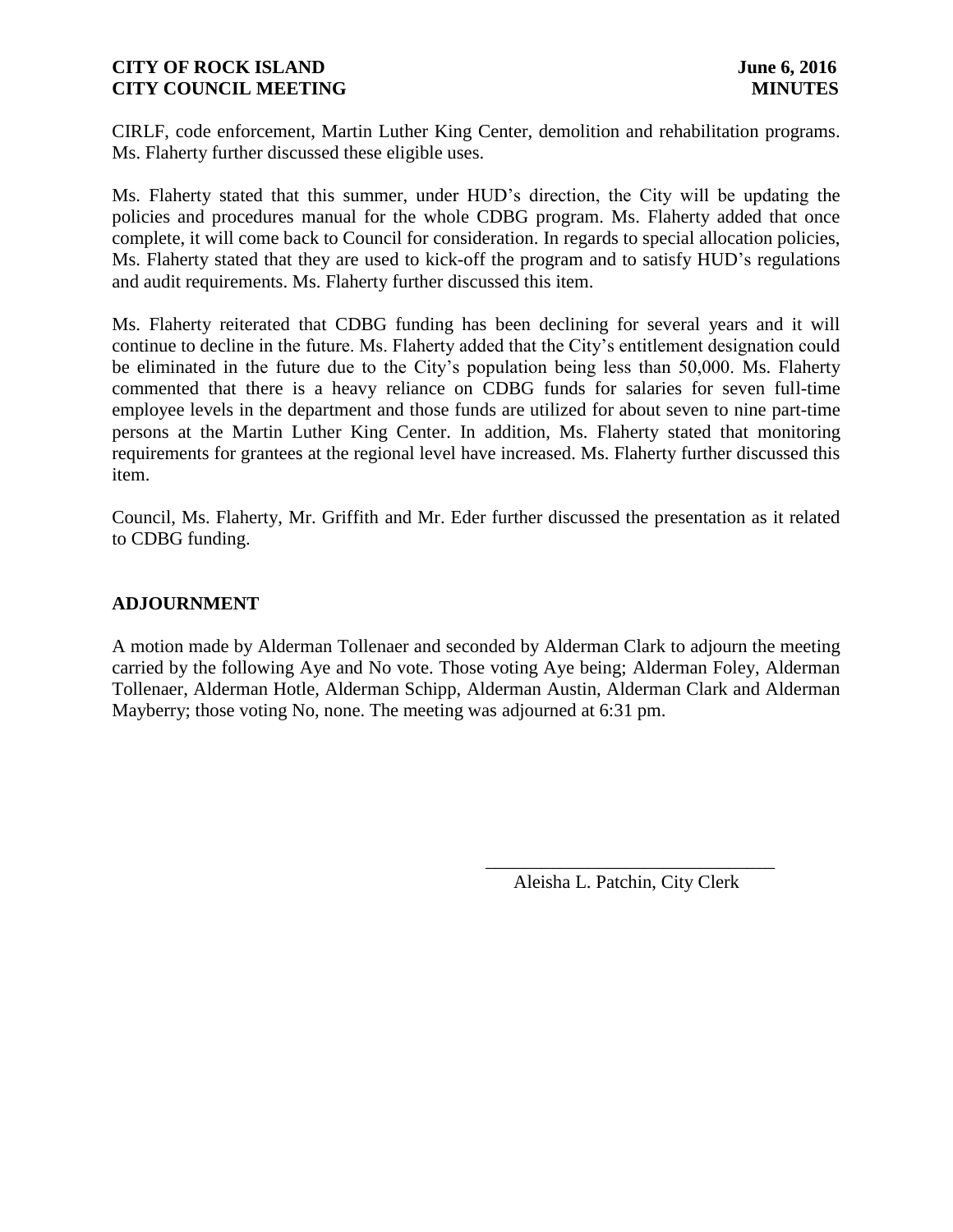CIRLF, code enforcement, Martin Luther King Center, demolition and rehabilitation programs. Ms. Flaherty further discussed these eligible uses.

Ms. Flaherty stated that this summer, under HUD's direction, the City will be updating the policies and procedures manual for the whole CDBG program. Ms. Flaherty added that once complete, it will come back to Council for consideration. In regards to special allocation policies, Ms. Flaherty stated that they are used to kick-off the program and to satisfy HUD's regulations and audit requirements. Ms. Flaherty further discussed this item.

Ms. Flaherty reiterated that CDBG funding has been declining for several years and it will continue to decline in the future. Ms. Flaherty added that the City's entitlement designation could be eliminated in the future due to the City's population being less than 50,000. Ms. Flaherty commented that there is a heavy reliance on CDBG funds for salaries for seven full-time employee levels in the department and those funds are utilized for about seven to nine part-time persons at the Martin Luther King Center. In addition, Ms. Flaherty stated that monitoring requirements for grantees at the regional level have increased. Ms. Flaherty further discussed this item.

Council, Ms. Flaherty, Mr. Griffith and Mr. Eder further discussed the presentation as it related to CDBG funding.

## ADJOURNMENT

A motion made by Alderman Tollenaer and seconded by Alderman Clark to adjourn the meeting carried by the following Aye and No vote. Those voting Aye being; Alderman Foley, Alderman Tollenaer, Alderman Hotle, Alderman Schipp, Alderman Austin, Alderman Clark and Alderman Mayberry; those voting No, none. The meeting was adjourned at 6:31 pm.

_______________________________
Aleisha L. Patchin, City Clerk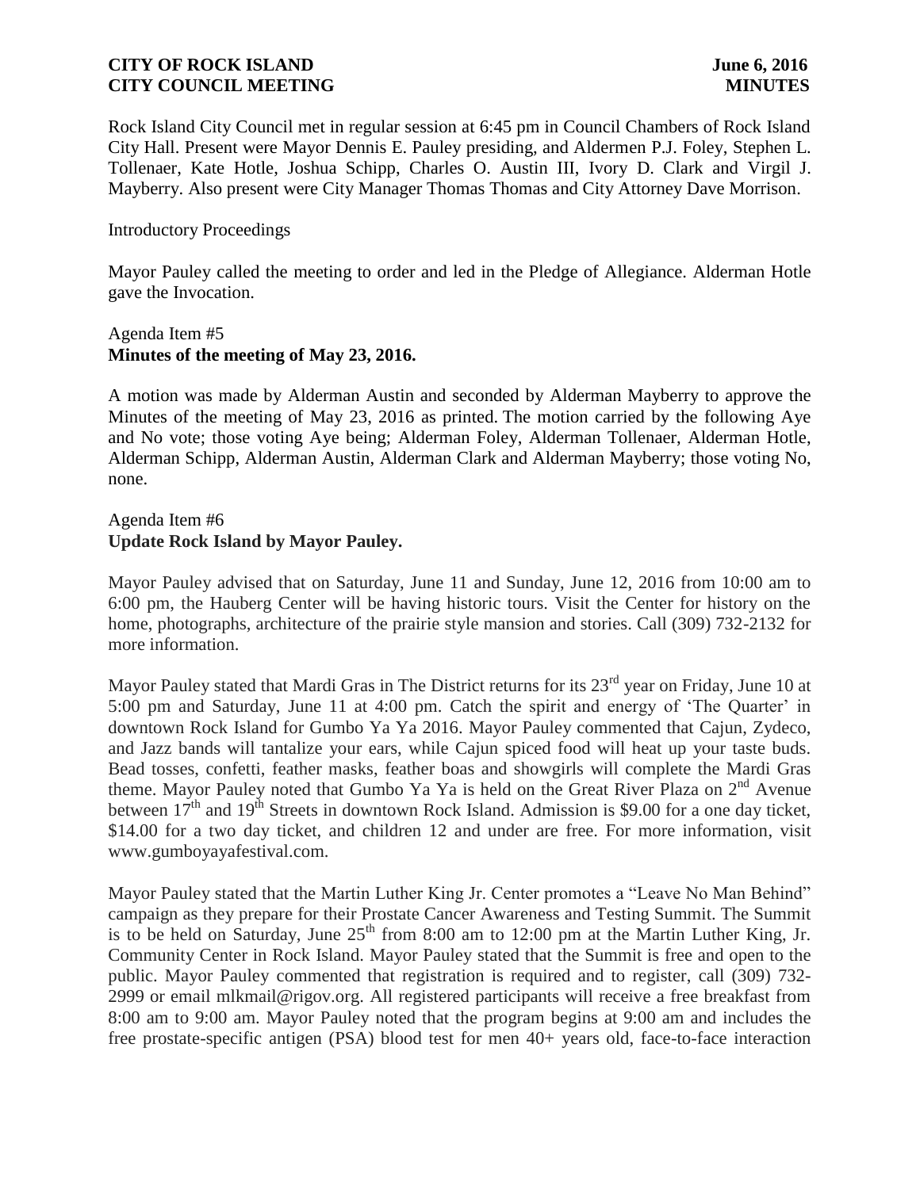Rock Island City Council met in regular session at 6:45 pm in Council Chambers of Rock Island City Hall. Present were Mayor Dennis E. Pauley presiding, and Aldermen P.J. Foley, Stephen L. Tollenaer, Kate Hotle, Joshua Schipp, Charles O. Austin III, Ivory D. Clark and Virgil J. Mayberry. Also present were City Manager Thomas Thomas and City Attorney Dave Morrison.

Introductory Proceedings

Mayor Pauley called the meeting to order and led in the Pledge of Allegiance. Alderman Hotle gave the Invocation.

Agenda Item #5
**Minutes of the meeting of May 23, 2016.**

A motion was made by Alderman Austin and seconded by Alderman Mayberry to approve the Minutes of the meeting of May 23, 2016 as printed. The motion carried by the following Aye and No vote; those voting Aye being; Alderman Foley, Alderman Tollenaer, Alderman Hotle, Alderman Schipp, Alderman Austin, Alderman Clark and Alderman Mayberry; those voting No, none.

Agenda Item #6
**Update Rock Island by Mayor Pauley.**

Mayor Pauley advised that on Saturday, June 11 and Sunday, June 12, 2016 from 10:00 am to 6:00 pm, the Hauberg Center will be having historic tours. Visit the Center for history on the home, photographs, architecture of the prairie style mansion and stories. Call (309) 732-2132 for more information.

Mayor Pauley stated that Mardi Gras in The District returns for its 23rd year on Friday, June 10 at 5:00 pm and Saturday, June 11 at 4:00 pm. Catch the spirit and energy of 'The Quarter' in downtown Rock Island for Gumbo Ya Ya 2016. Mayor Pauley commented that Cajun, Zydeco, and Jazz bands will tantalize your ears, while Cajun spiced food will heat up your taste buds. Bead tosses, confetti, feather masks, feather boas and showgirls will complete the Mardi Gras theme. Mayor Pauley noted that Gumbo Ya Ya is held on the Great River Plaza on 2nd Avenue between 17th and 19th Streets in downtown Rock Island. Admission is $9.00 for a one day ticket, $14.00 for a two day ticket, and children 12 and under are free. For more information, visit www.gumboyayafestival.com.

Mayor Pauley stated that the Martin Luther King Jr. Center promotes a "Leave No Man Behind" campaign as they prepare for their Prostate Cancer Awareness and Testing Summit. The Summit is to be held on Saturday, June 25th from 8:00 am to 12:00 pm at the Martin Luther King, Jr. Community Center in Rock Island. Mayor Pauley stated that the Summit is free and open to the public. Mayor Pauley commented that registration is required and to register, call (309) 732-2999 or email mlkmail@rigov.org. All registered participants will receive a free breakfast from 8:00 am to 9:00 am. Mayor Pauley noted that the program begins at 9:00 am and includes the free prostate-specific antigen (PSA) blood test for men 40+ years old, face-to-face interaction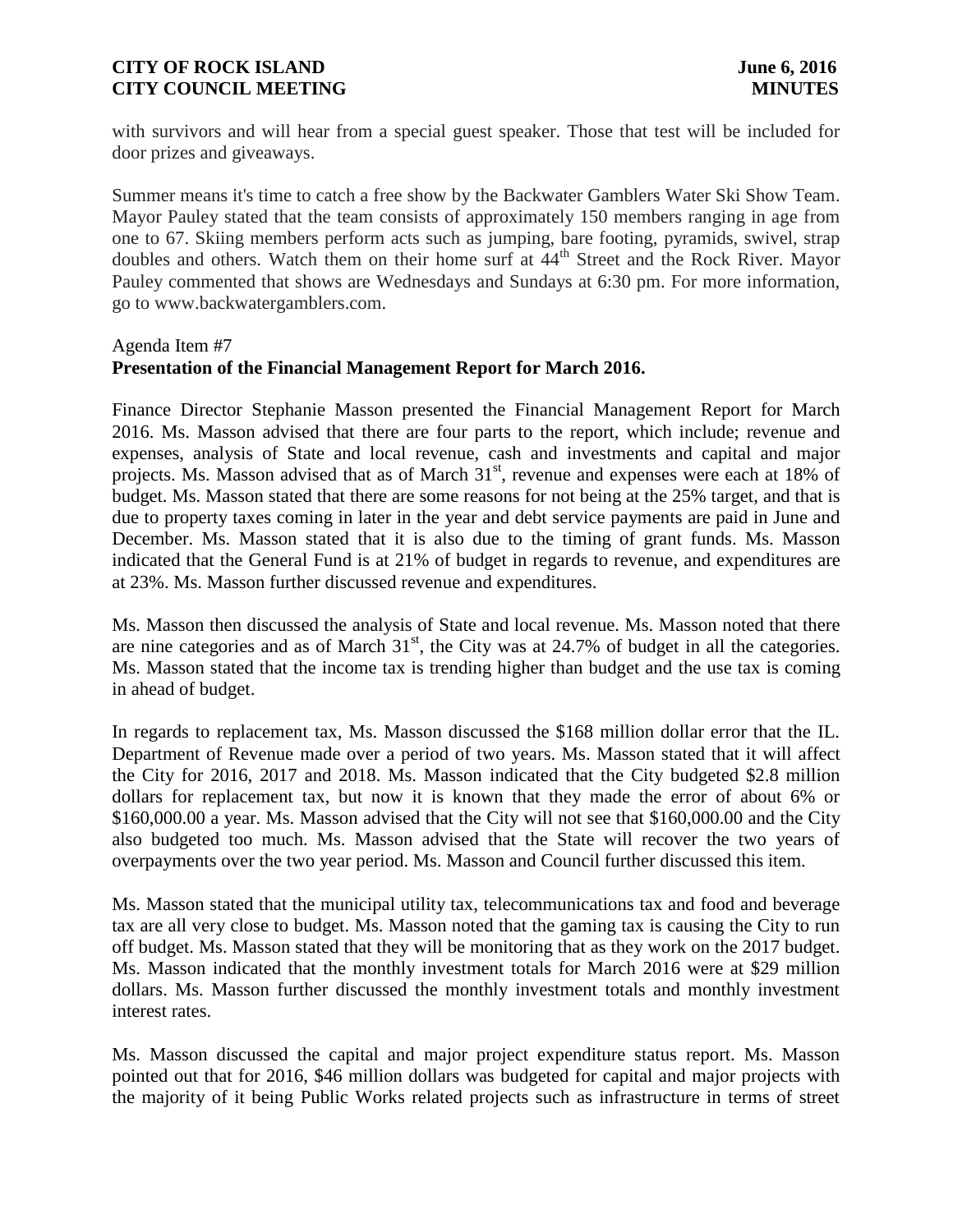with survivors and will hear from a special guest speaker. Those that test will be included for door prizes and giveaways.

Summer means it's time to catch a free show by the Backwater Gamblers Water Ski Show Team. Mayor Pauley stated that the team consists of approximately 150 members ranging in age from one to 67. Skiing members perform acts such as jumping, bare footing, pyramids, swivel, strap doubles and others. Watch them on their home surf at 44th Street and the Rock River. Mayor Pauley commented that shows are Wednesdays and Sundays at 6:30 pm. For more information, go to www.backwatergamblers.com.

Agenda Item #7

**Presentation of the Financial Management Report for March 2016.**

Finance Director Stephanie Masson presented the Financial Management Report for March 2016. Ms. Masson advised that there are four parts to the report, which include; revenue and expenses, analysis of State and local revenue, cash and investments and capital and major projects. Ms. Masson advised that as of March 31st, revenue and expenses were each at 18% of budget. Ms. Masson stated that there are some reasons for not being at the 25% target, and that is due to property taxes coming in later in the year and debt service payments are paid in June and December. Ms. Masson stated that it is also due to the timing of grant funds. Ms. Masson indicated that the General Fund is at 21% of budget in regards to revenue, and expenditures are at 23%. Ms. Masson further discussed revenue and expenditures.

Ms. Masson then discussed the analysis of State and local revenue. Ms. Masson noted that there are nine categories and as of March 31st, the City was at 24.7% of budget in all the categories. Ms. Masson stated that the income tax is trending higher than budget and the use tax is coming in ahead of budget.

In regards to replacement tax, Ms. Masson discussed the $168 million dollar error that the IL. Department of Revenue made over a period of two years. Ms. Masson stated that it will affect the City for 2016, 2017 and 2018. Ms. Masson indicated that the City budgeted $2.8 million dollars for replacement tax, but now it is known that they made the error of about 6% or $160,000.00 a year. Ms. Masson advised that the City will not see that $160,000.00 and the City also budgeted too much. Ms. Masson advised that the State will recover the two years of overpayments over the two year period. Ms. Masson and Council further discussed this item.

Ms. Masson stated that the municipal utility tax, telecommunications tax and food and beverage tax are all very close to budget. Ms. Masson noted that the gaming tax is causing the City to run off budget. Ms. Masson stated that they will be monitoring that as they work on the 2017 budget. Ms. Masson indicated that the monthly investment totals for March 2016 were at $29 million dollars. Ms. Masson further discussed the monthly investment totals and monthly investment interest rates.

Ms. Masson discussed the capital and major project expenditure status report. Ms. Masson pointed out that for 2016, $46 million dollars was budgeted for capital and major projects with the majority of it being Public Works related projects such as infrastructure in terms of street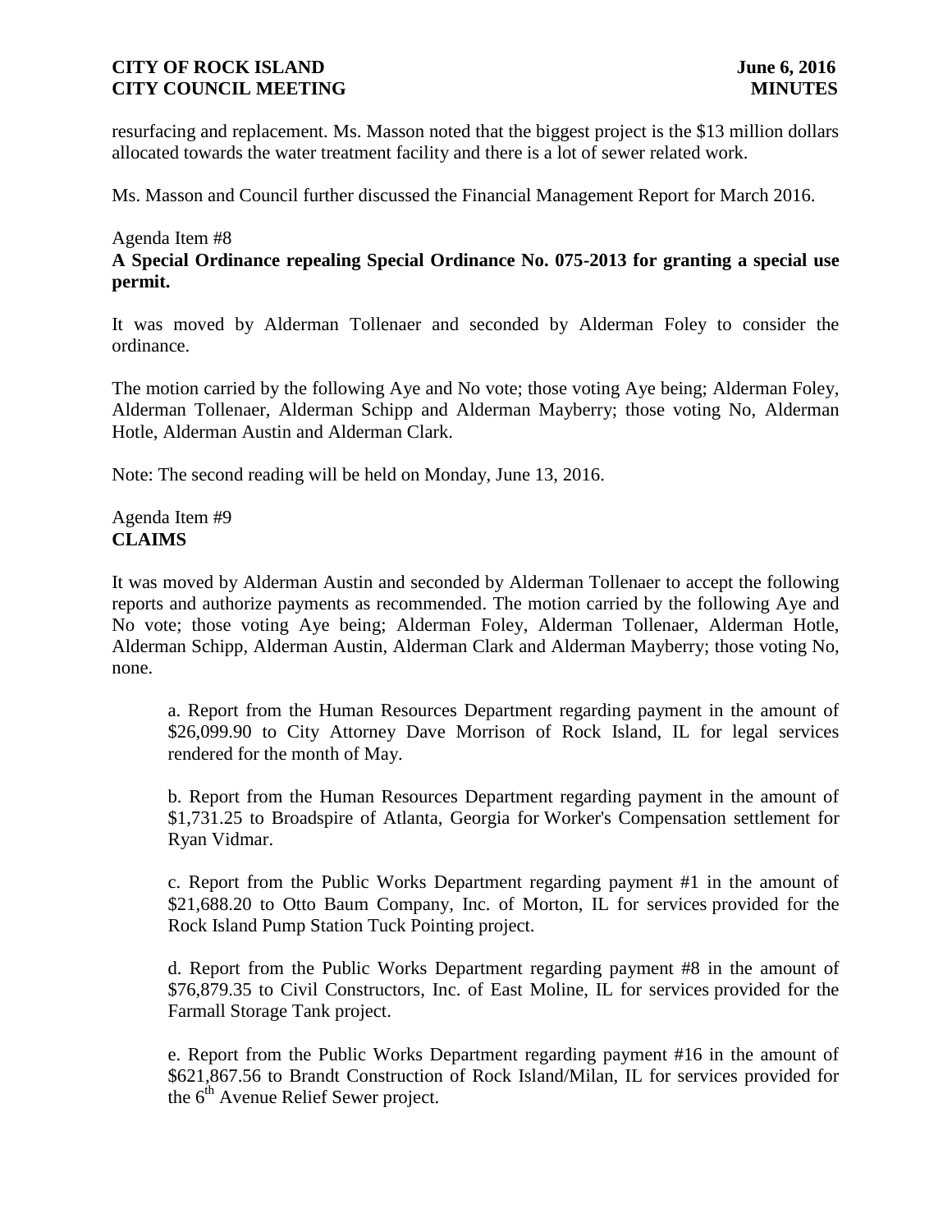resurfacing and replacement. Ms. Masson noted that the biggest project is the $13 million dollars allocated towards the water treatment facility and there is a lot of sewer related work.

Ms. Masson and Council further discussed the Financial Management Report for March 2016.

Agenda Item #8
**A Special Ordinance repealing Special Ordinance No. 075-2013 for granting a special use permit.**

It was moved by Alderman Tollenaer and seconded by Alderman Foley to consider the ordinance.

The motion carried by the following Aye and No vote; those voting Aye being; Alderman Foley, Alderman Tollenaer, Alderman Schipp and Alderman Mayberry; those voting No, Alderman Hotle, Alderman Austin and Alderman Clark.

Note: The second reading will be held on Monday, June 13, 2016.

Agenda Item #9
**CLAIMS**

It was moved by Alderman Austin and seconded by Alderman Tollenaer to accept the following reports and authorize payments as recommended. The motion carried by the following Aye and No vote; those voting Aye being; Alderman Foley, Alderman Tollenaer, Alderman Hotle, Alderman Schipp, Alderman Austin, Alderman Clark and Alderman Mayberry; those voting No, none.

a. Report from the Human Resources Department regarding payment in the amount of $26,099.90 to City Attorney Dave Morrison of Rock Island, IL for legal services rendered for the month of May.

b. Report from the Human Resources Department regarding payment in the amount of $1,731.25 to Broadspire of Atlanta, Georgia for Worker's Compensation settlement for Ryan Vidmar.

c. Report from the Public Works Department regarding payment #1 in the amount of $21,688.20 to Otto Baum Company, Inc. of Morton, IL for services provided for the Rock Island Pump Station Tuck Pointing project.

d. Report from the Public Works Department regarding payment #8 in the amount of $76,879.35 to Civil Constructors, Inc. of East Moline, IL for services provided for the Farmall Storage Tank project.

e. Report from the Public Works Department regarding payment #16 in the amount of $621,867.56 to Brandt Construction of Rock Island/Milan, IL for services provided for the 6th Avenue Relief Sewer project.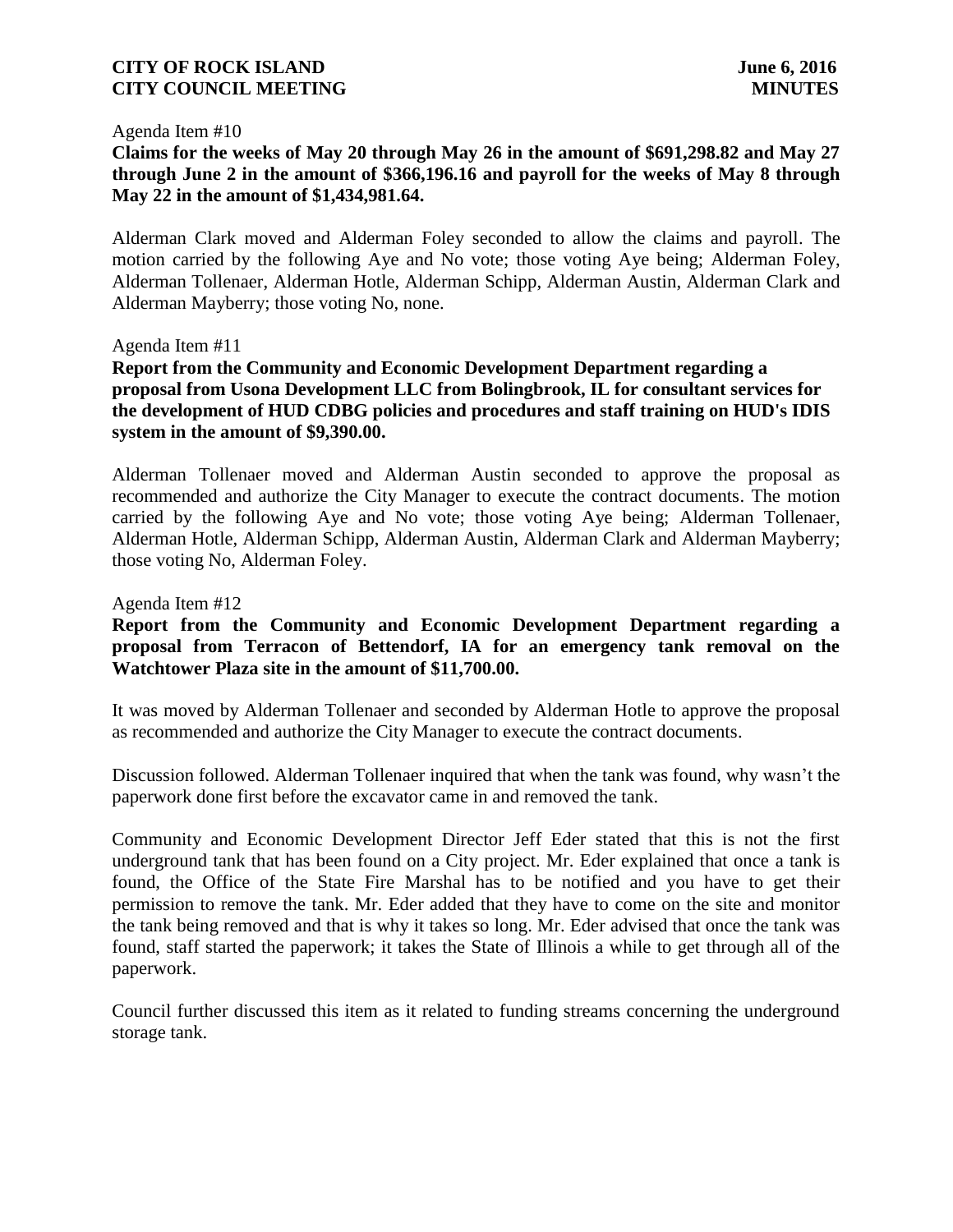Agenda Item #10

**Claims for the weeks of May 20 through May 26 in the amount of $691,298.82 and May 27 through June 2 in the amount of $366,196.16 and payroll for the weeks of May 8 through May 22 in the amount of $1,434,981.64.**

Alderman Clark moved and Alderman Foley seconded to allow the claims and payroll. The motion carried by the following Aye and No vote; those voting Aye being; Alderman Foley, Alderman Tollenaer, Alderman Hotle, Alderman Schipp, Alderman Austin, Alderman Clark and Alderman Mayberry; those voting No, none.

Agenda Item #11

**Report from the Community and Economic Development Department regarding a proposal from Usona Development LLC from Bolingbrook, IL for consultant services for the development of HUD CDBG policies and procedures and staff training on HUD's IDIS system in the amount of $9,390.00.**

Alderman Tollenaer moved and Alderman Austin seconded to approve the proposal as recommended and authorize the City Manager to execute the contract documents. The motion carried by the following Aye and No vote; those voting Aye being; Alderman Tollenaer, Alderman Hotle, Alderman Schipp, Alderman Austin, Alderman Clark and Alderman Mayberry; those voting No, Alderman Foley.

Agenda Item #12

**Report from the Community and Economic Development Department regarding a proposal from Terracon of Bettendorf, IA for an emergency tank removal on the Watchtower Plaza site in the amount of $11,700.00.**

It was moved by Alderman Tollenaer and seconded by Alderman Hotle to approve the proposal as recommended and authorize the City Manager to execute the contract documents.

Discussion followed. Alderman Tollenaer inquired that when the tank was found, why wasn't the paperwork done first before the excavator came in and removed the tank.

Community and Economic Development Director Jeff Eder stated that this is not the first underground tank that has been found on a City project. Mr. Eder explained that once a tank is found, the Office of the State Fire Marshal has to be notified and you have to get their permission to remove the tank. Mr. Eder added that they have to come on the site and monitor the tank being removed and that is why it takes so long. Mr. Eder advised that once the tank was found, staff started the paperwork; it takes the State of Illinois a while to get through all of the paperwork.

Council further discussed this item as it related to funding streams concerning the underground storage tank.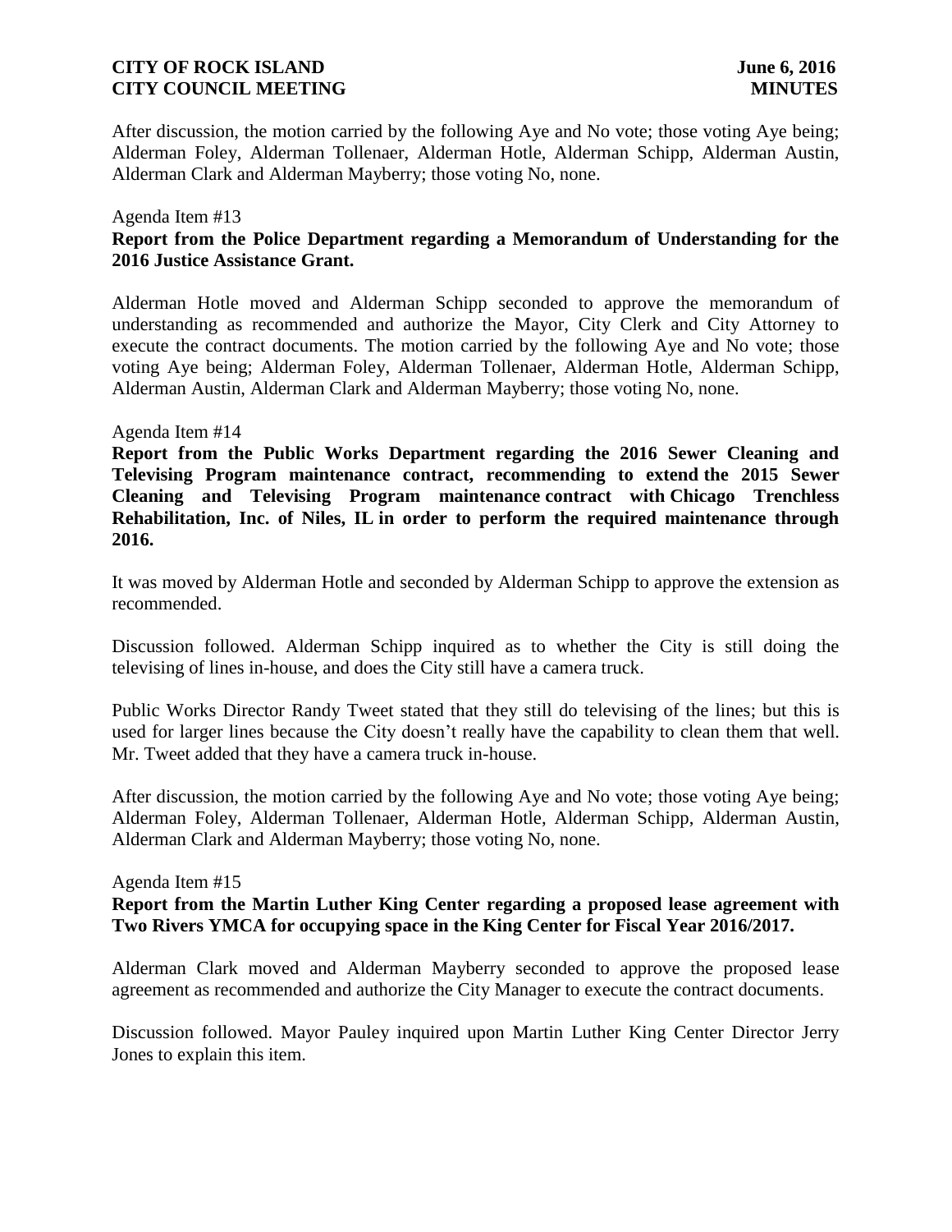After discussion, the motion carried by the following Aye and No vote; those voting Aye being; Alderman Foley, Alderman Tollenaer, Alderman Hotle, Alderman Schipp, Alderman Austin, Alderman Clark and Alderman Mayberry; those voting No, none.

Agenda Item #13

**Report from the Police Department regarding a Memorandum of Understanding for the 2016 Justice Assistance Grant.**

Alderman Hotle moved and Alderman Schipp seconded to approve the memorandum of understanding as recommended and authorize the Mayor, City Clerk and City Attorney to execute the contract documents. The motion carried by the following Aye and No vote; those voting Aye being; Alderman Foley, Alderman Tollenaer, Alderman Hotle, Alderman Schipp, Alderman Austin, Alderman Clark and Alderman Mayberry; those voting No, none.

Agenda Item #14

**Report from the Public Works Department regarding the 2016 Sewer Cleaning and Televising Program maintenance contract, recommending to extend the 2015 Sewer Cleaning and Televising Program maintenance contract with Chicago Trenchless Rehabilitation, Inc. of Niles, IL in order to perform the required maintenance through 2016.**

It was moved by Alderman Hotle and seconded by Alderman Schipp to approve the extension as recommended.

Discussion followed. Alderman Schipp inquired as to whether the City is still doing the televising of lines in-house, and does the City still have a camera truck.

Public Works Director Randy Tweet stated that they still do televising of the lines; but this is used for larger lines because the City doesn't really have the capability to clean them that well. Mr. Tweet added that they have a camera truck in-house.

After discussion, the motion carried by the following Aye and No vote; those voting Aye being; Alderman Foley, Alderman Tollenaer, Alderman Hotle, Alderman Schipp, Alderman Austin, Alderman Clark and Alderman Mayberry; those voting No, none.

Agenda Item #15

**Report from the Martin Luther King Center regarding a proposed lease agreement with Two Rivers YMCA for occupying space in the King Center for Fiscal Year 2016/2017.**

Alderman Clark moved and Alderman Mayberry seconded to approve the proposed lease agreement as recommended and authorize the City Manager to execute the contract documents.

Discussion followed. Mayor Pauley inquired upon Martin Luther King Center Director Jerry Jones to explain this item.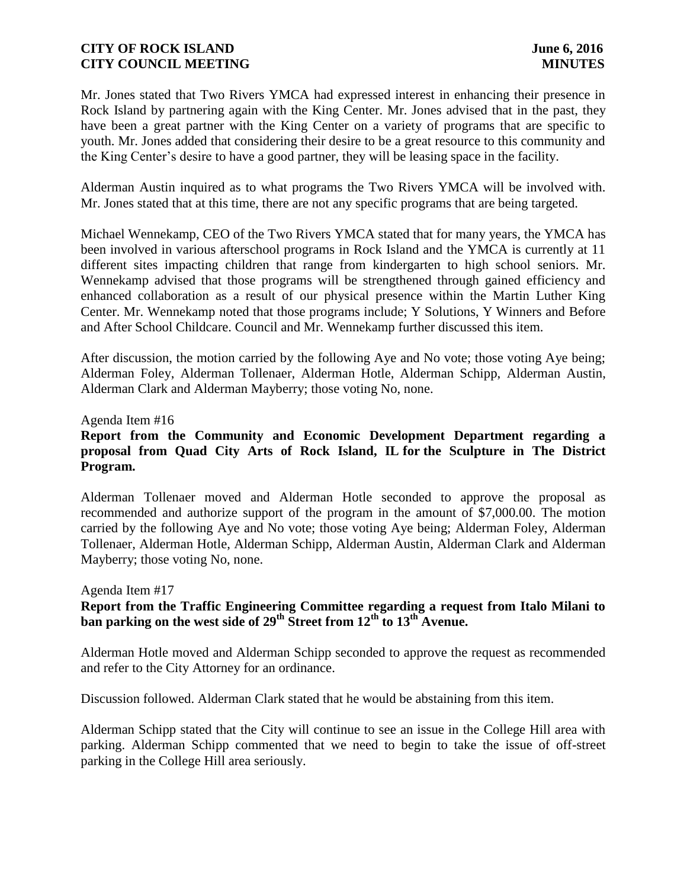Mr. Jones stated that Two Rivers YMCA had expressed interest in enhancing their presence in Rock Island by partnering again with the King Center. Mr. Jones advised that in the past, they have been a great partner with the King Center on a variety of programs that are specific to youth. Mr. Jones added that considering their desire to be a great resource to this community and the King Center's desire to have a good partner, they will be leasing space in the facility.

Alderman Austin inquired as to what programs the Two Rivers YMCA will be involved with. Mr. Jones stated that at this time, there are not any specific programs that are being targeted.

Michael Wennekamp, CEO of the Two Rivers YMCA stated that for many years, the YMCA has been involved in various afterschool programs in Rock Island and the YMCA is currently at 11 different sites impacting children that range from kindergarten to high school seniors. Mr. Wennekamp advised that those programs will be strengthened through gained efficiency and enhanced collaboration as a result of our physical presence within the Martin Luther King Center. Mr. Wennekamp noted that those programs include; Y Solutions, Y Winners and Before and After School Childcare. Council and Mr. Wennekamp further discussed this item.

After discussion, the motion carried by the following Aye and No vote; those voting Aye being; Alderman Foley, Alderman Tollenaer, Alderman Hotle, Alderman Schipp, Alderman Austin, Alderman Clark and Alderman Mayberry; those voting No, none.

Agenda Item #16

**Report from the Community and Economic Development Department regarding a proposal from Quad City Arts of Rock Island, IL for the Sculpture in The District Program.**

Alderman Tollenaer moved and Alderman Hotle seconded to approve the proposal as recommended and authorize support of the program in the amount of $7,000.00. The motion carried by the following Aye and No vote; those voting Aye being; Alderman Foley, Alderman Tollenaer, Alderman Hotle, Alderman Schipp, Alderman Austin, Alderman Clark and Alderman Mayberry; those voting No, none.

Agenda Item #17

**Report from the Traffic Engineering Committee regarding a request from Italo Milani to ban parking on the west side of 29th Street from 12th to 13th Avenue.**

Alderman Hotle moved and Alderman Schipp seconded to approve the request as recommended and refer to the City Attorney for an ordinance.

Discussion followed. Alderman Clark stated that he would be abstaining from this item.

Alderman Schipp stated that the City will continue to see an issue in the College Hill area with parking. Alderman Schipp commented that we need to begin to take the issue of off-street parking in the College Hill area seriously.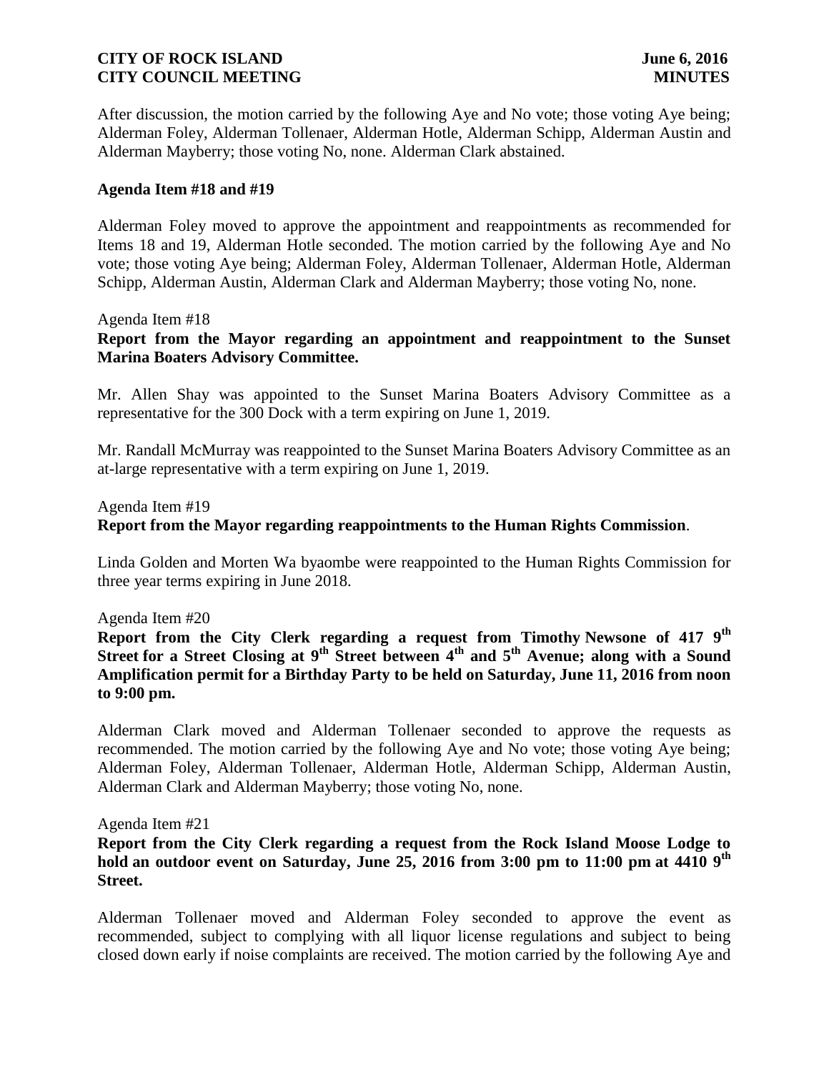After discussion, the motion carried by the following Aye and No vote; those voting Aye being; Alderman Foley, Alderman Tollenaer, Alderman Hotle, Alderman Schipp, Alderman Austin and Alderman Mayberry; those voting No, none. Alderman Clark abstained.

**Agenda Item #18 and #19**

Alderman Foley moved to approve the appointment and reappointments as recommended for Items 18 and 19, Alderman Hotle seconded. The motion carried by the following Aye and No vote; those voting Aye being; Alderman Foley, Alderman Tollenaer, Alderman Hotle, Alderman Schipp, Alderman Austin, Alderman Clark and Alderman Mayberry; those voting No, none.

Agenda Item #18

**Report from the Mayor regarding an appointment and reappointment to the Sunset Marina Boaters Advisory Committee.**

Mr. Allen Shay was appointed to the Sunset Marina Boaters Advisory Committee as a representative for the 300 Dock with a term expiring on June 1, 2019.

Mr. Randall McMurray was reappointed to the Sunset Marina Boaters Advisory Committee as an at-large representative with a term expiring on June 1, 2019.

Agenda Item #19

**Report from the Mayor regarding reappointments to the Human Rights Commission**.

Linda Golden and Morten Wa byaombe were reappointed to the Human Rights Commission for three year terms expiring in June 2018.

Agenda Item #20

**Report from the City Clerk regarding a request from Timothy Newsone of 417 9th Street for a Street Closing at 9th Street between 4th and 5th Avenue; along with a Sound Amplification permit for a Birthday Party to be held on Saturday, June 11, 2016 from noon to 9:00 pm.**

Alderman Clark moved and Alderman Tollenaer seconded to approve the requests as recommended. The motion carried by the following Aye and No vote; those voting Aye being; Alderman Foley, Alderman Tollenaer, Alderman Hotle, Alderman Schipp, Alderman Austin, Alderman Clark and Alderman Mayberry; those voting No, none.

Agenda Item #21

**Report from the City Clerk regarding a request from the Rock Island Moose Lodge to hold an outdoor event on Saturday, June 25, 2016 from 3:00 pm to 11:00 pm at 4410 9th Street.**

Alderman Tollenaer moved and Alderman Foley seconded to approve the event as recommended, subject to complying with all liquor license regulations and subject to being closed down early if noise complaints are received. The motion carried by the following Aye and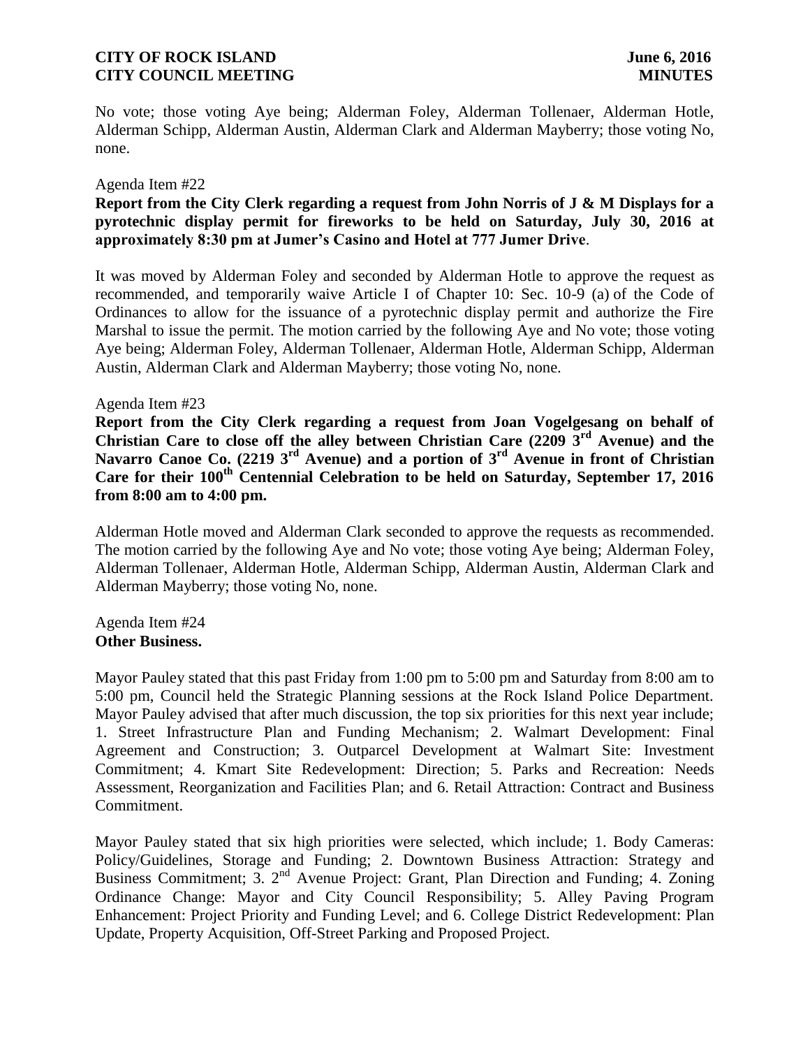No vote; those voting Aye being; Alderman Foley, Alderman Tollenaer, Alderman Hotle, Alderman Schipp, Alderman Austin, Alderman Clark and Alderman Mayberry; those voting No, none.

Agenda Item #22
**Report from the City Clerk regarding a request from John Norris of J & M Displays for a pyrotechnic display permit for fireworks to be held on Saturday, July 30, 2016 at approximately 8:30 pm at Jumer's Casino and Hotel at 777 Jumer Drive**.

It was moved by Alderman Foley and seconded by Alderman Hotle to approve the request as recommended, and temporarily waive Article I of Chapter 10: Sec. 10-9 (a) of the Code of Ordinances to allow for the issuance of a pyrotechnic display permit and authorize the Fire Marshal to issue the permit. The motion carried by the following Aye and No vote; those voting Aye being; Alderman Foley, Alderman Tollenaer, Alderman Hotle, Alderman Schipp, Alderman Austin, Alderman Clark and Alderman Mayberry; those voting No, none.

Agenda Item #23
**Report from the City Clerk regarding a request from Joan Vogelgesang on behalf of Christian Care to close off the alley between Christian Care (2209 3rd Avenue) and the Navarro Canoe Co. (2219 3rd Avenue) and a portion of 3rd Avenue in front of Christian Care for their 100th Centennial Celebration to be held on Saturday, September 17, 2016 from 8:00 am to 4:00 pm.**

Alderman Hotle moved and Alderman Clark seconded to approve the requests as recommended. The motion carried by the following Aye and No vote; those voting Aye being; Alderman Foley, Alderman Tollenaer, Alderman Hotle, Alderman Schipp, Alderman Austin, Alderman Clark and Alderman Mayberry; those voting No, none.

Agenda Item #24
**Other Business.**

Mayor Pauley stated that this past Friday from 1:00 pm to 5:00 pm and Saturday from 8:00 am to 5:00 pm, Council held the Strategic Planning sessions at the Rock Island Police Department. Mayor Pauley advised that after much discussion, the top six priorities for this next year include; 1. Street Infrastructure Plan and Funding Mechanism; 2. Walmart Development: Final Agreement and Construction; 3. Outparcel Development at Walmart Site: Investment Commitment; 4. Kmart Site Redevelopment: Direction; 5. Parks and Recreation: Needs Assessment, Reorganization and Facilities Plan; and 6. Retail Attraction: Contract and Business Commitment.

Mayor Pauley stated that six high priorities were selected, which include; 1. Body Cameras: Policy/Guidelines, Storage and Funding; 2. Downtown Business Attraction: Strategy and Business Commitment; 3. 2nd Avenue Project: Grant, Plan Direction and Funding; 4. Zoning Ordinance Change: Mayor and City Council Responsibility; 5. Alley Paving Program Enhancement: Project Priority and Funding Level; and 6. College District Redevelopment: Plan Update, Property Acquisition, Off-Street Parking and Proposed Project.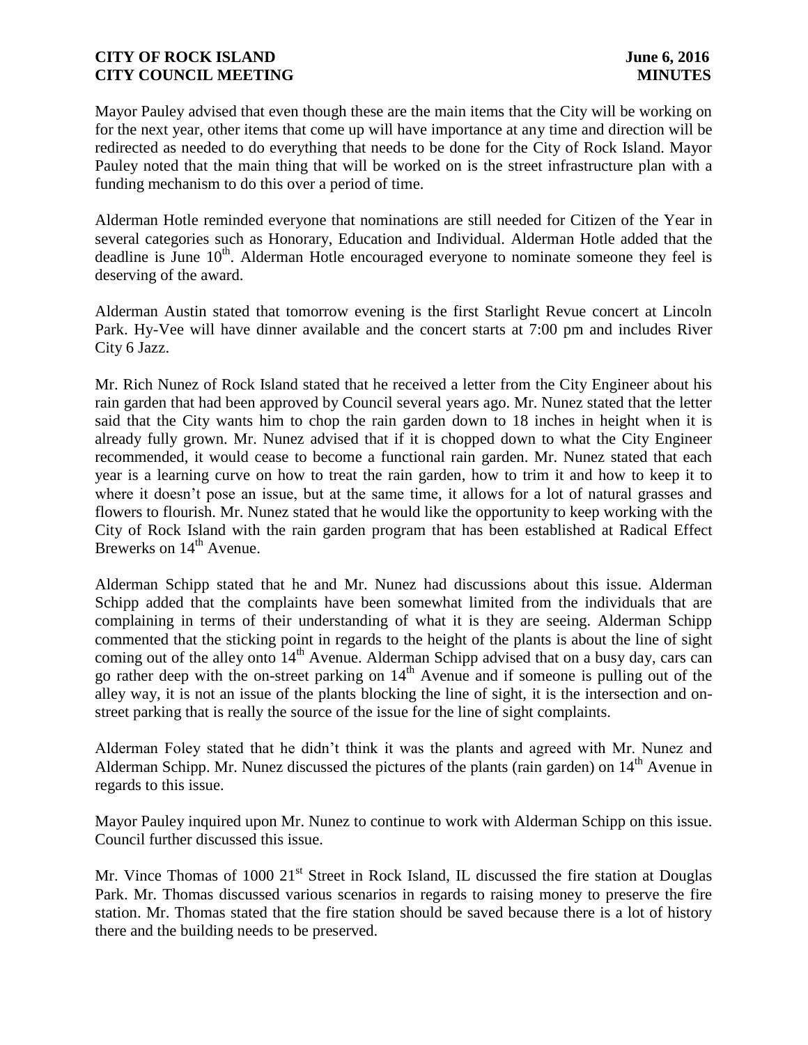Mayor Pauley advised that even though these are the main items that the City will be working on for the next year, other items that come up will have importance at any time and direction will be redirected as needed to do everything that needs to be done for the City of Rock Island. Mayor Pauley noted that the main thing that will be worked on is the street infrastructure plan with a funding mechanism to do this over a period of time.

Alderman Hotle reminded everyone that nominations are still needed for Citizen of the Year in several categories such as Honorary, Education and Individual. Alderman Hotle added that the deadline is June 10th. Alderman Hotle encouraged everyone to nominate someone they feel is deserving of the award.

Alderman Austin stated that tomorrow evening is the first Starlight Revue concert at Lincoln Park. Hy-Vee will have dinner available and the concert starts at 7:00 pm and includes River City 6 Jazz.

Mr. Rich Nunez of Rock Island stated that he received a letter from the City Engineer about his rain garden that had been approved by Council several years ago. Mr. Nunez stated that the letter said that the City wants him to chop the rain garden down to 18 inches in height when it is already fully grown. Mr. Nunez advised that if it is chopped down to what the City Engineer recommended, it would cease to become a functional rain garden. Mr. Nunez stated that each year is a learning curve on how to treat the rain garden, how to trim it and how to keep it to where it doesn't pose an issue, but at the same time, it allows for a lot of natural grasses and flowers to flourish. Mr. Nunez stated that he would like the opportunity to keep working with the City of Rock Island with the rain garden program that has been established at Radical Effect Brewerks on 14th Avenue.

Alderman Schipp stated that he and Mr. Nunez had discussions about this issue. Alderman Schipp added that the complaints have been somewhat limited from the individuals that are complaining in terms of their understanding of what it is they are seeing. Alderman Schipp commented that the sticking point in regards to the height of the plants is about the line of sight coming out of the alley onto 14th Avenue. Alderman Schipp advised that on a busy day, cars can go rather deep with the on-street parking on 14th Avenue and if someone is pulling out of the alley way, it is not an issue of the plants blocking the line of sight, it is the intersection and on-street parking that is really the source of the issue for the line of sight complaints.

Alderman Foley stated that he didn't think it was the plants and agreed with Mr. Nunez and Alderman Schipp. Mr. Nunez discussed the pictures of the plants (rain garden) on 14th Avenue in regards to this issue.

Mayor Pauley inquired upon Mr. Nunez to continue to work with Alderman Schipp on this issue. Council further discussed this issue.

Mr. Vince Thomas of 1000 21st Street in Rock Island, IL discussed the fire station at Douglas Park. Mr. Thomas discussed various scenarios in regards to raising money to preserve the fire station. Mr. Thomas stated that the fire station should be saved because there is a lot of history there and the building needs to be preserved.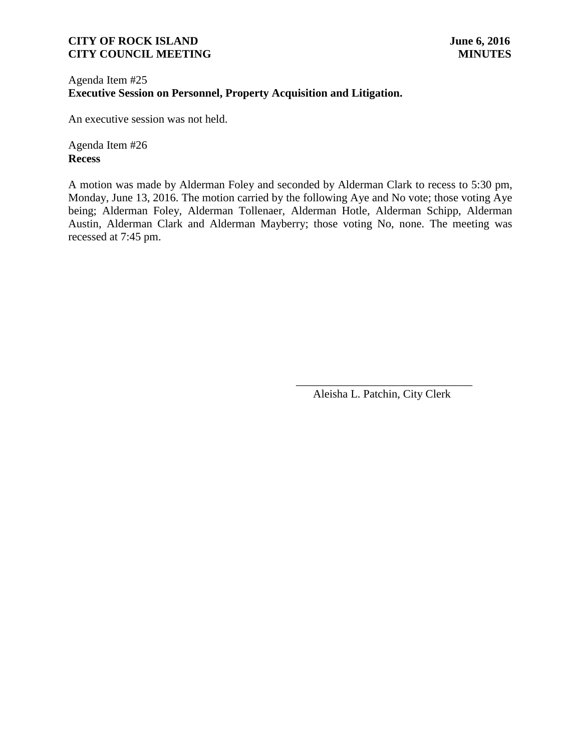Agenda Item #25
**Executive Session on Personnel, Property Acquisition and Litigation.**

An executive session was not held.

Agenda Item #26
**Recess**

A motion was made by Alderman Foley and seconded by Alderman Clark to recess to 5:30 pm, Monday, June 13, 2016. The motion carried by the following Aye and No vote; those voting Aye being; Alderman Foley, Alderman Tollenaer, Alderman Hotle, Alderman Schipp, Alderman Austin, Alderman Clark and Alderman Mayberry; those voting No, none. The meeting was recessed at 7:45 pm.

\_\_\_\_\_\_\_\_\_\_\_\_\_\_\_\_\_\_\_\_\_\_\_\_\_\_\_\_\_\_\_\_

Aleisha L. Patchin, City Clerk